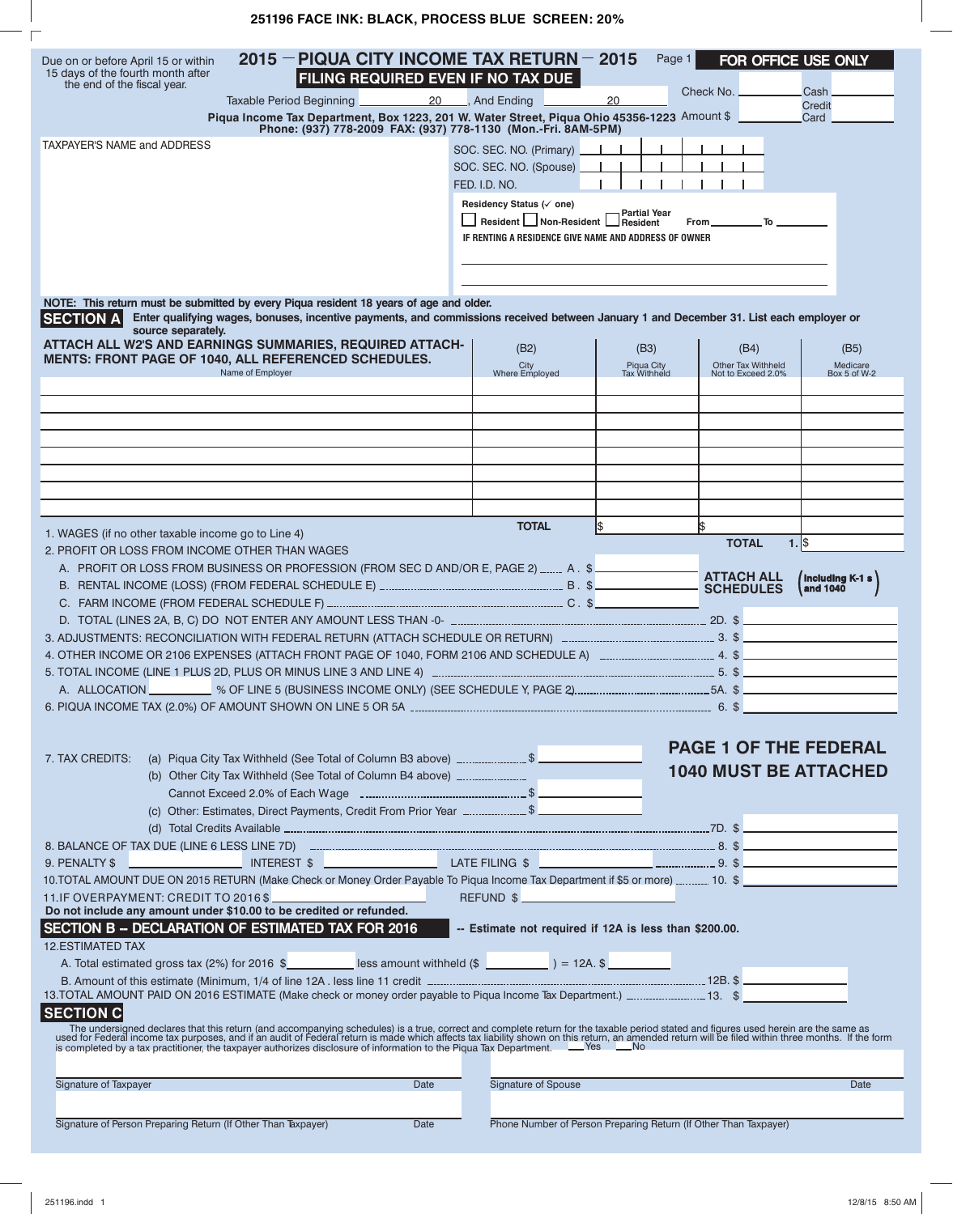251196 FACE INK: BLACK, PROCESS BLUE SCREEN: 20%

Due on or before April 15 or within 15 days of the fourth month after the end of the fiscal year.

# 2015 — PIQUA CITY INCOME TAX RETURN — 2015

**FILING REQUIRED EVEN IF NO TAX DUE**

Page 1

**FOR OFFICE USE ONLY**

Check No. ____________ Cash ____________ Credit Card ____________

Amount $ ____________

Taxable Period Beginning ______ 20 ______, And Ending ______ 20 ______

**Piqua Income Tax Department, Box 1223, 201 W. Water Street, Piqua Ohio 45356-1223**
**Phone: (937) 778-2009 FAX: (937) 778-1130 (Mon.-Fri. 8AM-5PM)**

TAXPAYER'S NAME and ADDRESS

SOC. SEC. NO. (Primary) ____________

SOC. SEC. NO. (Spouse) ____________

FED. I.D. NO. ____________

**Residency Status (✓ one)**

☐ Resident ☐ Non-Resident ☐ Partial Year Resident From ________ To ________

**IF RENTING A RESIDENCE GIVE NAME AND ADDRESS OF OWNER**

______________________________

______________________________

**NOTE: This return must be submitted by every Piqua resident 18 years of age and older.**

**SECTION A** **Enter qualifying wages, bonuses, incentive payments, and commissions received between January 1 and December 31. List each employer or source separately.**

**ATTACH ALL W2'S AND EARNINGS SUMMARIES, REQUIRED ATTACHMENTS: FRONT PAGE OF 1040, ALL REFERENCED SCHEDULES.**

| Name of Employer | (B2) City Where Employed | (B3) Piqua City Tax Withheld | (B4) Other Tax Withheld Not to Exceed 2.0% | (B5) Medicare Box 5 of W-2 |
|---|---|---|---|---|
| | | | | |
| | | | | |
| | | | | |
| | | | | |
| | | | | |
| | | | | |
| | | | | |
| | **TOTAL** | $ | $ | |
| | | | **TOTAL 1.** | $ |

1. WAGES (if no other taxable income go to Line 4)

2. PROFIT OR LOSS FROM INCOME OTHER THAN WAGES
   - A. PROFIT OR LOSS FROM BUSINESS OR PROFESSION (FROM SEC D AND/OR E, PAGE 2) ........ A . $ ____________
   - B. RENTAL INCOME (LOSS) (FROM FEDERAL SCHEDULE E) ........ B . $ ____________
   - C. FARM INCOME (FROM FEDERAL SCHEDULE F) ........ C . $ ____________
   
   **ATTACH ALL SCHEDULES** (**Including K-1 s and 1040**)
   
   - D. TOTAL (LINES 2A, B, C) DO NOT ENTER ANY AMOUNT LESS THAN -0- ........ 2D. $ ____________

3. ADJUSTMENTS: RECONCILIATION WITH FEDERAL RETURN (ATTACH SCHEDULE OR RETURN) ........ 3. $ ____________

4. OTHER INCOME OR 2106 EXPENSES (ATTACH FRONT PAGE OF 1040, FORM 2106 AND SCHEDULE A) ........ 4. $ ____________

5. TOTAL INCOME (LINE 1 PLUS 2D, PLUS OR MINUS LINE 3 AND LINE 4) ........ 5. $ ____________
   - A. ALLOCATION ________ % OF LINE 5 (BUSINESS INCOME ONLY) (SEE SCHEDULE Y, PAGE 2) ........ 5A. $ ____________

6. PIQUA INCOME TAX (2.0%) OF AMOUNT SHOWN ON LINE 5 OR 5A ........ 6. $ ____________

**PAGE 1 OF THE FEDERAL 1040 MUST BE ATTACHED**

7. TAX CREDITS:
   - (a) Piqua City Tax Withheld (See Total of Column B3 above) ........ $ ____________
   - (b) Other City Tax Withheld (See Total of Column B4 above) ........ Cannot Exceed 2.0% of Each Wage ........ $ ____________
   - (c) Other: Estimates, Direct Payments, Credit From Prior Year ........ $ ____________
   - (d) Total Credits Available ........ 7D. $ ____________

8. BALANCE OF TAX DUE (LINE 6 LESS LINE 7D) ........ 8. $ ____________

9. PENALTY $ ____________ INTEREST $ ____________ LATE FILING $ ____________ ........ 9. $ ____________

10. TOTAL AMOUNT DUE ON 2015 RETURN (Make Check or Money Order Payable To Piqua Income Tax Department if $5 or more) ........ 10. $ ____________

11. IF OVERPAYMENT: CREDIT TO 2016 $ ____________ REFUND $ ____________

**Do not include any amount under $10.00 to be credited or refunded.**

## SECTION B – DECLARATION OF ESTIMATED TAX FOR 2016

**-- Estimate not required if 12A is less than $200.00.**

12. ESTIMATED TAX
    - A. Total estimated gross tax (2%) for 2016 $ ____________ less amount withheld ($ ____________ ) = 12A. $ ____________
    - B. Amount of this estimate (Minimum, 1/4 of line 12A . less line 11 credit ........ 12B. $ ____________

13. TOTAL AMOUNT PAID ON 2016 ESTIMATE (Make check or money order payable to Piqua Income Tax Department.) ........ 13. $ ____________

## SECTION C

The undersigned declares that this return (and accompanying schedules) is a true, correct and complete return for the taxable period stated and figures used herein are the same as used for Federal income tax purposes, and if an audit of Federal return is made which affects tax liability shown on this return, an amended return will be filed within three months. If the form is completed by a tax practitioner, the taxpayer authorizes disclosure of information to the Piqua Tax Department. ___ Yes ___ No

| Signature of Taxpayer | Date | Signature of Spouse | Date |
|---|---|---|---|
| | | | |

| Signature of Person Preparing Return (If Other Than Taxpayer) | Date | Phone Number of Person Preparing Return (If Other Than Taxpayer) |
|---|---|---|
| | | |

251196.indd 1 12/8/15 8:50 AM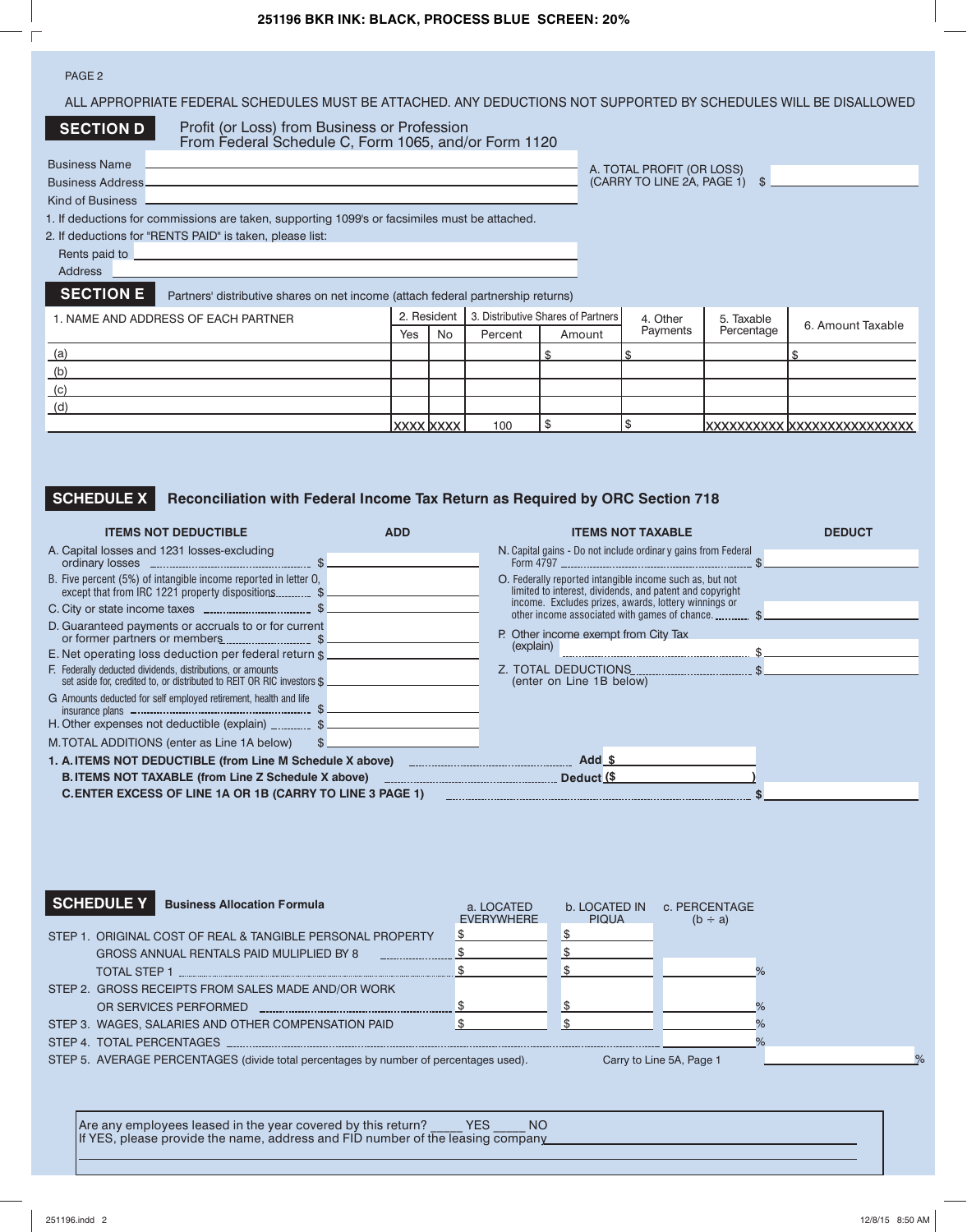ALL APPROPRIATE FEDERAL SCHEDULES MUST BE ATTACHED. ANY DEDUCTIONS NOT SUPPORTED BY SCHEDULES WILL BE DISALLOWED

## SECTION D

Profit (or Loss) from Business or Profession
From Federal Schedule C, Form 1065, and/or Form 1120

Business Name ______________________

Business Address ______________________

Kind of Business ______________________

A. TOTAL PROFIT (OR LOSS) (CARRY TO LINE 2A, PAGE 1) $ ______

1. If deductions for commissions are taken, supporting 1099's or facsimiles must be attached.
2. If deductions for "RENTS PAID" is taken, please list:

Rents paid to ______________________

Address ______________________

## SECTION E

Partners' distributive shares on net income (attach federal partnership returns)

| 1. NAME AND ADDRESS OF EACH PARTNER | 2. Resident | | 3. Distributive Shares of Partners | | 4. Other Payments | 5. Taxable Percentage | 6. Amount Taxable |
|---|---|---|---|---|---|---|---|
| | Yes | No | Percent | Amount | | | |
| (a) | | | | $ | $ | | $ |
| (b) | | | | | | | |
| (c) | | | | | | | |
| (d) | | | | | | | |
| | XXXX | XXXX | 100 | $ | $ | XXXXXXXXXX | XXXXXXXXXXXXXXX |

## SCHEDULE X Reconciliation with Federal Income Tax Return as Required by ORC Section 718

| ITEMS NOT DEDUCTIBLE | ADD | ITEMS NOT TAXABLE | DEDUCT |
|---|---|---|---|
| A. Capital losses and 1231 losses-excluding ordinary losses | $ | N. Capital gains - Do not include ordinary gains from Federal Form 4797 | $ |
| B. Five percent (5%) of intangible income reported in letter O, except that from IRC 1221 property dispositions | $ | O. Federally reported intangible income such as, but not limited to interest, dividends, and patent and copyright income. Excludes prizes, awards, lottery winnings or other income associated with games of chance. | $ |
| C. City or state income taxes | $ | P. Other income exempt from City Tax (explain) | $ |
| D. Guaranteed payments or accruals to or for current or former partners or members | $ | Z. TOTAL DEDUCTIONS (enter on Line 1B below) | $ |
| E. Net operating loss deduction per federal return | $ | | |
| F. Federally deducted dividends, distributions, or amounts set aside for, credited to, or distributed to REIT OR RIC investors | $ | | |
| G Amounts deducted for self employed retirement, health and life insurance plans | $ | | |
| H. Other expenses not deductible (explain) | $ | | |
| M. TOTAL ADDITIONS (enter as Line 1A below) | $ | | |

**1. A. ITEMS NOT DEDUCTIBLE (from Line M Schedule X above)** .......... **Add $** ______

**B. ITEMS NOT TAXABLE (from Line Z Schedule X above)** .......... **Deduct ($** ______ **)**

**C. ENTER EXCESS OF LINE 1A OR 1B (CARRY TO LINE 3 PAGE 1)** .......... **$** ______

## SCHEDULE Y Business Allocation Formula

| | a. LOCATED EVERYWHERE | b. LOCATED IN PIQUA | c. PERCENTAGE (b ÷ a) |
|---|---|---|---|
| STEP 1. ORIGINAL COST OF REAL & TANGIBLE PERSONAL PROPERTY | $ | $ | |
| GROSS ANNUAL RENTALS PAID MULIPLIED BY 8 | $ | $ | |
| TOTAL STEP 1 | $ | $ | % |
| STEP 2. GROSS RECEIPTS FROM SALES MADE AND/OR WORK OR SERVICES PERFORMED | $ | $ | % |
| STEP 3. WAGES, SALARIES AND OTHER COMPENSATION PAID | $ | $ | % |
| STEP 4. TOTAL PERCENTAGES | | | % |

STEP 5. AVERAGE PERCENTAGES (divide total percentages by number of percentages used). Carry to Line 5A, Page 1 ______ %

Are any employees leased in the year covered by this return? _____ YES _____ NO
If YES, please provide the name, address and FID number of the leasing company ______________________